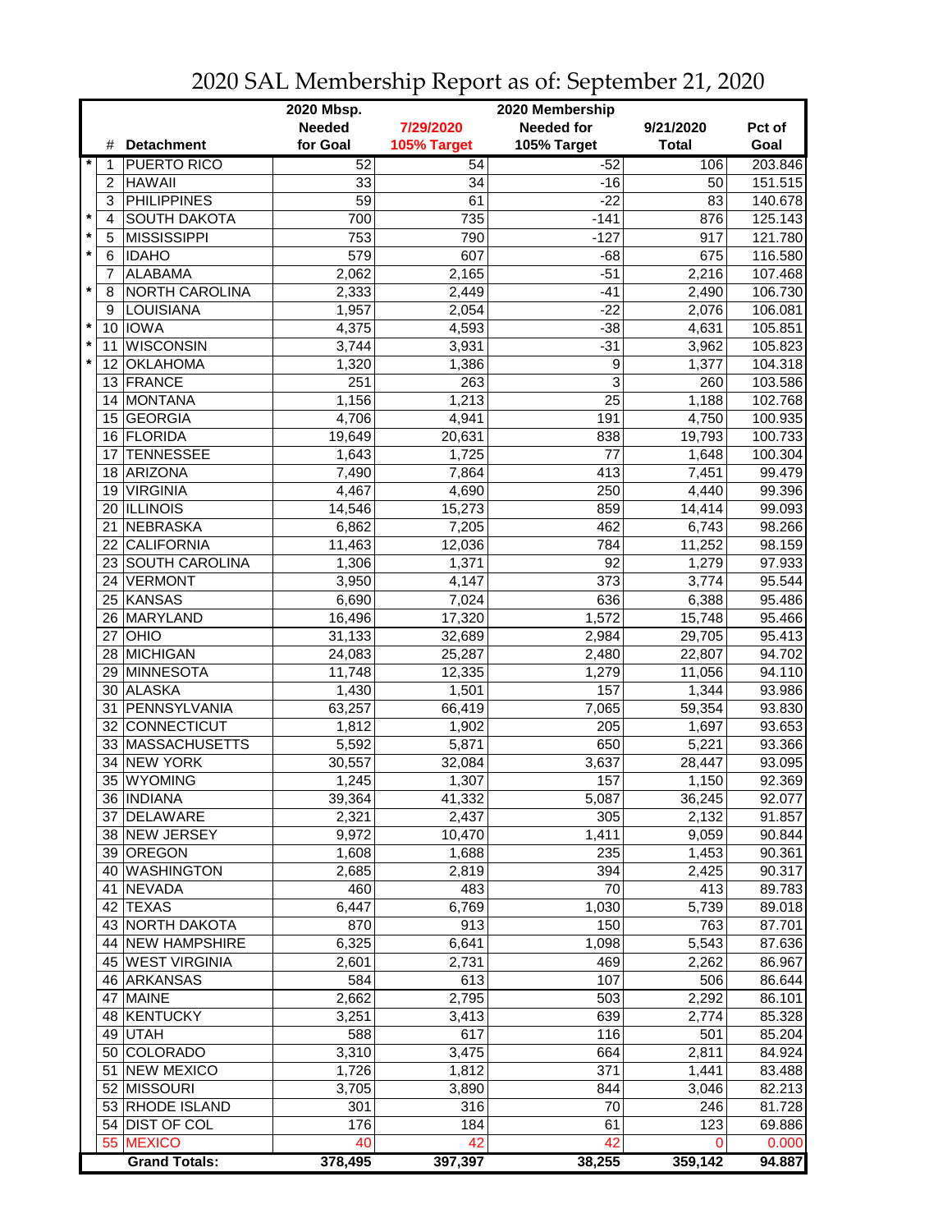# 2020 SAL Membership Report as of: September 21, 2020

| | # | Detachment | 2020 Mbsp. Needed for Goal | 7/29/2020 105% Target | 2020 Membership Needed for 105% Target | 9/21/2020 Total | Pct of Goal |
|---|---|---|---|---|---|---|---|
| * | 1 | PUERTO RICO | 52 | 54 | -52 | 106 | 203.846 |
| | 2 | HAWAII | 33 | 34 | -16 | 50 | 151.515 |
| | 3 | PHILIPPINES | 59 | 61 | -22 | 83 | 140.678 |
| * | 4 | SOUTH DAKOTA | 700 | 735 | -141 | 876 | 125.143 |
| * | 5 | MISSISSIPPI | 753 | 790 | -127 | 917 | 121.780 |
| * | 6 | IDAHO | 579 | 607 | -68 | 675 | 116.580 |
| | 7 | ALABAMA | 2,062 | 2,165 | -51 | 2,216 | 107.468 |
| * | 8 | NORTH CAROLINA | 2,333 | 2,449 | -41 | 2,490 | 106.730 |
| | 9 | LOUISIANA | 1,957 | 2,054 | -22 | 2,076 | 106.081 |
| * | 10 | IOWA | 4,375 | 4,593 | -38 | 4,631 | 105.851 |
| * | 11 | WISCONSIN | 3,744 | 3,931 | -31 | 3,962 | 105.823 |
| * | 12 | OKLAHOMA | 1,320 | 1,386 | 9 | 1,377 | 104.318 |
| | 13 | FRANCE | 251 | 263 | 3 | 260 | 103.586 |
| | 14 | MONTANA | 1,156 | 1,213 | 25 | 1,188 | 102.768 |
| | 15 | GEORGIA | 4,706 | 4,941 | 191 | 4,750 | 100.935 |
| | 16 | FLORIDA | 19,649 | 20,631 | 838 | 19,793 | 100.733 |
| | 17 | TENNESSEE | 1,643 | 1,725 | 77 | 1,648 | 100.304 |
| | 18 | ARIZONA | 7,490 | 7,864 | 413 | 7,451 | 99.479 |
| | 19 | VIRGINIA | 4,467 | 4,690 | 250 | 4,440 | 99.396 |
| | 20 | ILLINOIS | 14,546 | 15,273 | 859 | 14,414 | 99.093 |
| | 21 | NEBRASKA | 6,862 | 7,205 | 462 | 6,743 | 98.266 |
| | 22 | CALIFORNIA | 11,463 | 12,036 | 784 | 11,252 | 98.159 |
| | 23 | SOUTH CAROLINA | 1,306 | 1,371 | 92 | 1,279 | 97.933 |
| | 24 | VERMONT | 3,950 | 4,147 | 373 | 3,774 | 95.544 |
| | 25 | KANSAS | 6,690 | 7,024 | 636 | 6,388 | 95.486 |
| | 26 | MARYLAND | 16,496 | 17,320 | 1,572 | 15,748 | 95.466 |
| | 27 | OHIO | 31,133 | 32,689 | 2,984 | 29,705 | 95.413 |
| | 28 | MICHIGAN | 24,083 | 25,287 | 2,480 | 22,807 | 94.702 |
| | 29 | MINNESOTA | 11,748 | 12,335 | 1,279 | 11,056 | 94.110 |
| | 30 | ALASKA | 1,430 | 1,501 | 157 | 1,344 | 93.986 |
| | 31 | PENNSYLVANIA | 63,257 | 66,419 | 7,065 | 59,354 | 93.830 |
| | 32 | CONNECTICUT | 1,812 | 1,902 | 205 | 1,697 | 93.653 |
| | 33 | MASSACHUSETTS | 5,592 | 5,871 | 650 | 5,221 | 93.366 |
| | 34 | NEW YORK | 30,557 | 32,084 | 3,637 | 28,447 | 93.095 |
| | 35 | WYOMING | 1,245 | 1,307 | 157 | 1,150 | 92.369 |
| | 36 | INDIANA | 39,364 | 41,332 | 5,087 | 36,245 | 92.077 |
| | 37 | DELAWARE | 2,321 | 2,437 | 305 | 2,132 | 91.857 |
| | 38 | NEW JERSEY | 9,972 | 10,470 | 1,411 | 9,059 | 90.844 |
| | 39 | OREGON | 1,608 | 1,688 | 235 | 1,453 | 90.361 |
| | 40 | WASHINGTON | 2,685 | 2,819 | 394 | 2,425 | 90.317 |
| | 41 | NEVADA | 460 | 483 | 70 | 413 | 89.783 |
| | 42 | TEXAS | 6,447 | 6,769 | 1,030 | 5,739 | 89.018 |
| | 43 | NORTH DAKOTA | 870 | 913 | 150 | 763 | 87.701 |
| | 44 | NEW HAMPSHIRE | 6,325 | 6,641 | 1,098 | 5,543 | 87.636 |
| | 45 | WEST VIRGINIA | 2,601 | 2,731 | 469 | 2,262 | 86.967 |
| | 46 | ARKANSAS | 584 | 613 | 107 | 506 | 86.644 |
| | 47 | MAINE | 2,662 | 2,795 | 503 | 2,292 | 86.101 |
| | 48 | KENTUCKY | 3,251 | 3,413 | 639 | 2,774 | 85.328 |
| | 49 | UTAH | 588 | 617 | 116 | 501 | 85.204 |
| | 50 | COLORADO | 3,310 | 3,475 | 664 | 2,811 | 84.924 |
| | 51 | NEW MEXICO | 1,726 | 1,812 | 371 | 1,441 | 83.488 |
| | 52 | MISSOURI | 3,705 | 3,890 | 844 | 3,046 | 82.213 |
| | 53 | RHODE ISLAND | 301 | 316 | 70 | 246 | 81.728 |
| | 54 | DIST OF COL | 176 | 184 | 61 | 123 | 69.886 |
| | 55 | MEXICO | 40 | 42 | 42 | 0 | 0.000 |
| | | **Grand Totals:** | **378,495** | **397,397** | **38,255** | **359,142** | **94.887** |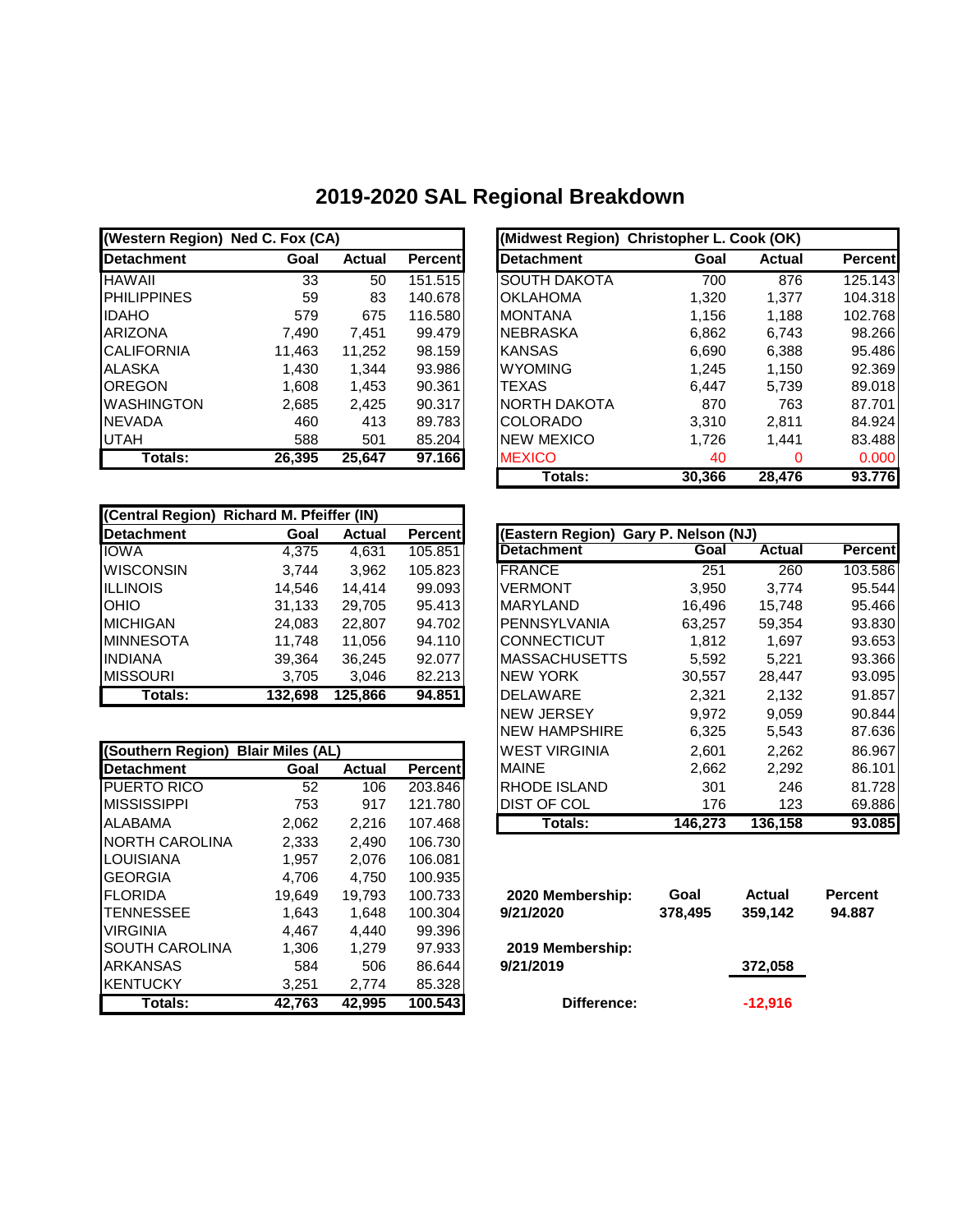# 2019-2020 SAL Regional Breakdown

| (Western Region) Ned C. Fox (CA) | | | |
|---|---|---|---|
| **Detachment** | **Goal** | **Actual** | **Percent** |
| HAWAII | 33 | 50 | 151.515 |
| PHILIPPINES | 59 | 83 | 140.678 |
| IDAHO | 579 | 675 | 116.580 |
| ARIZONA | 7,490 | 7,451 | 99.479 |
| CALIFORNIA | 11,463 | 11,252 | 98.159 |
| ALASKA | 1,430 | 1,344 | 93.986 |
| OREGON | 1,608 | 1,453 | 90.361 |
| WASHINGTON | 2,685 | 2,425 | 90.317 |
| NEVADA | 460 | 413 | 89.783 |
| UTAH | 588 | 501 | 85.204 |
| **Totals:** | **26,395** | **25,647** | **97.166** |

| (Midwest Region) Christopher L. Cook (OK) | | | |
|---|---|---|---|
| **Detachment** | **Goal** | **Actual** | **Percent** |
| SOUTH DAKOTA | 700 | 876 | 125.143 |
| OKLAHOMA | 1,320 | 1,377 | 104.318 |
| MONTANA | 1,156 | 1,188 | 102.768 |
| NEBRASKA | 6,862 | 6,743 | 98.266 |
| KANSAS | 6,690 | 6,388 | 95.486 |
| WYOMING | 1,245 | 1,150 | 92.369 |
| TEXAS | 6,447 | 5,739 | 89.018 |
| NORTH DAKOTA | 870 | 763 | 87.701 |
| COLORADO | 3,310 | 2,811 | 84.924 |
| NEW MEXICO | 1,726 | 1,441 | 83.488 |
| MEXICO | 40 | 0 | 0.000 |
| **Totals:** | **30,366** | **28,476** | **93.776** |

| (Central Region) Richard M. Pfeiffer (IN) | | | |
|---|---|---|---|
| **Detachment** | **Goal** | **Actual** | **Percent** |
| IOWA | 4,375 | 4,631 | 105.851 |
| WISCONSIN | 3,744 | 3,962 | 105.823 |
| ILLINOIS | 14,546 | 14,414 | 99.093 |
| OHIO | 31,133 | 29,705 | 95.413 |
| MICHIGAN | 24,083 | 22,807 | 94.702 |
| MINNESOTA | 11,748 | 11,056 | 94.110 |
| INDIANA | 39,364 | 36,245 | 92.077 |
| MISSOURI | 3,705 | 3,046 | 82.213 |
| **Totals:** | **132,698** | **125,866** | **94.851** |

| (Eastern Region) Gary P. Nelson (NJ) | | | |
|---|---|---|---|
| **Detachment** | **Goal** | **Actual** | **Percent** |
| FRANCE | 251 | 260 | 103.586 |
| VERMONT | 3,950 | 3,774 | 95.544 |
| MARYLAND | 16,496 | 15,748 | 95.466 |
| PENNSYLVANIA | 63,257 | 59,354 | 93.830 |
| CONNECTICUT | 1,812 | 1,697 | 93.653 |
| MASSACHUSETTS | 5,592 | 5,221 | 93.366 |
| NEW YORK | 30,557 | 28,447 | 93.095 |
| DELAWARE | 2,321 | 2,132 | 91.857 |
| NEW JERSEY | 9,972 | 9,059 | 90.844 |
| NEW HAMPSHIRE | 6,325 | 5,543 | 87.636 |
| WEST VIRGINIA | 2,601 | 2,262 | 86.967 |
| MAINE | 2,662 | 2,292 | 86.101 |
| RHODE ISLAND | 301 | 246 | 81.728 |
| DIST OF COL | 176 | 123 | 69.886 |
| **Totals:** | **146,273** | **136,158** | **93.085** |

| (Southern Region) Blair Miles (AL) | | | |
|---|---|---|---|
| **Detachment** | **Goal** | **Actual** | **Percent** |
| PUERTO RICO | 52 | 106 | 203.846 |
| MISSISSIPPI | 753 | 917 | 121.780 |
| ALABAMA | 2,062 | 2,216 | 107.468 |
| NORTH CAROLINA | 2,333 | 2,490 | 106.730 |
| LOUISIANA | 1,957 | 2,076 | 106.081 |
| GEORGIA | 4,706 | 4,750 | 100.935 |
| FLORIDA | 19,649 | 19,793 | 100.733 |
| TENNESSEE | 1,643 | 1,648 | 100.304 |
| VIRGINIA | 4,467 | 4,440 | 99.396 |
| SOUTH CAROLINA | 1,306 | 1,279 | 97.933 |
| ARKANSAS | 584 | 506 | 86.644 |
| KENTUCKY | 3,251 | 2,774 | 85.328 |
| **Totals:** | **42,763** | **42,995** | **100.543** |

| | **Goal** | **Actual** | **Percent** |
|---|---|---|---|
| **2020 Membership:** 9/21/2020 | **378,495** | **359,142** | **94.887** |
| **2019 Membership:** 9/21/2019 | | **372,058** | |
| **Difference:** | | **-12,916** | |